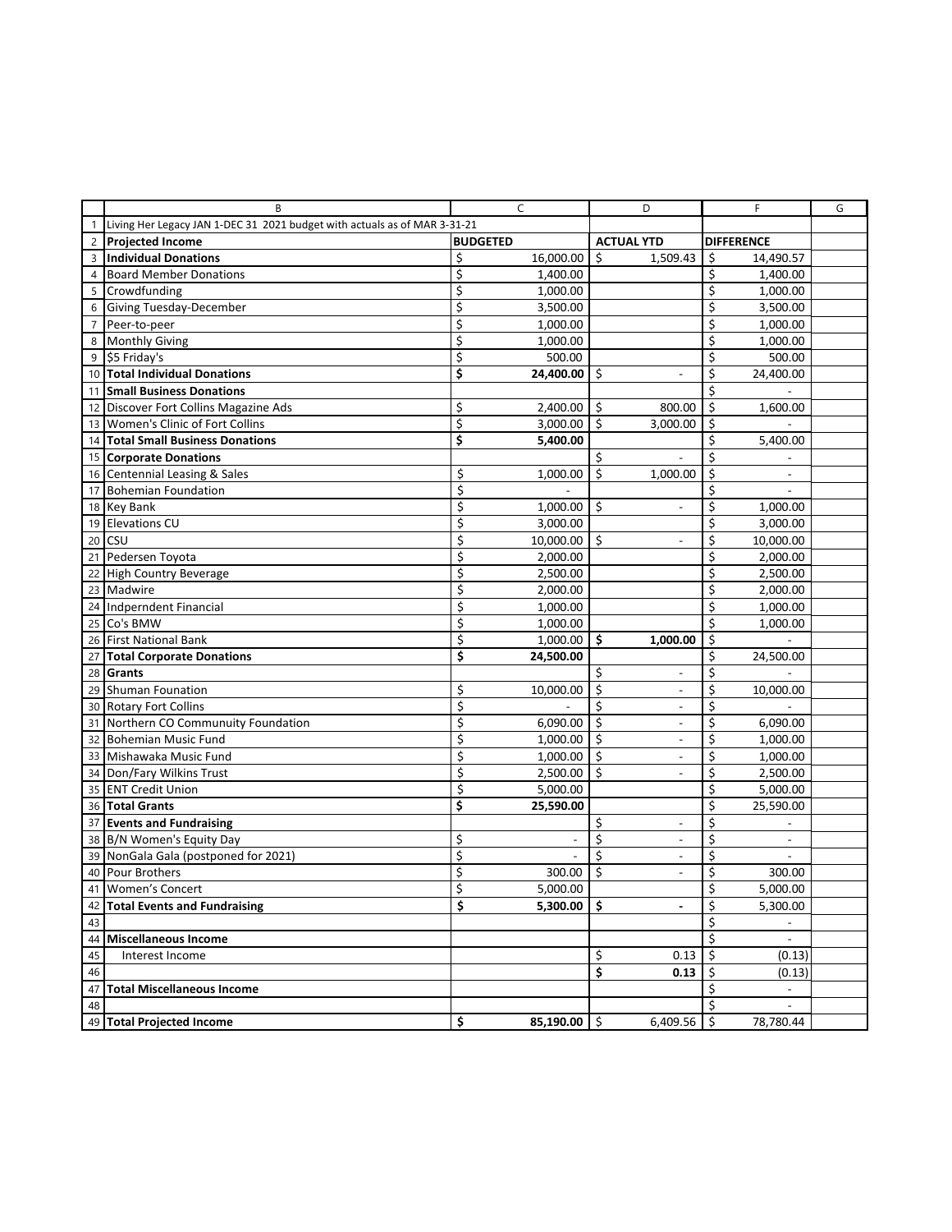| | B | C | D | F | G |
|---|---|---|---|---|---|
| 1 | Living Her Legacy JAN 1-DEC 31 2021 budget with actuals as of MAR 3-31-21 | | | | |
| 2 | **Projected Income** | **BUDGETED** | **ACTUAL YTD** | **DIFFERENCE** | |
| 3 | **Individual Donations** | $ 16,000.00 | $ 1,509.43 | $ 14,490.57 | |
| 4 | Board Member Donations | $ 1,400.00 | | $ 1,400.00 | |
| 5 | Crowdfunding | $ 1,000.00 | | $ 1,000.00 | |
| 6 | Giving Tuesday-December | $ 3,500.00 | | $ 3,500.00 | |
| 7 | Peer-to-peer | $ 1,000.00 | | $ 1,000.00 | |
| 8 | Monthly Giving | $ 1,000.00 | | $ 1,000.00 | |
| 9 | $5 Friday's | $ 500.00 | | $ 500.00 | |
| 10 | **Total Individual Donations** | **$ 24,400.00** | $ - | $ 24,400.00 | |
| 11 | **Small Business Donations** | | | $ - | |
| 12 | Discover Fort Collins Magazine Ads | $ 2,400.00 | $ 800.00 | $ 1,600.00 | |
| 13 | Women's Clinic of Fort Collins | $ 3,000.00 | $ 3,000.00 | $ - | |
| 14 | **Total Small Business Donations** | **$ 5,400.00** | | $ 5,400.00 | |
| 15 | **Corporate Donations** | | $ - | $ - | |
| 16 | Centennial Leasing & Sales | $ 1,000.00 | $ 1,000.00 | $ - | |
| 17 | Bohemian Foundation | $ - | | $ - | |
| 18 | Key Bank | $ 1,000.00 | $ - | $ 1,000.00 | |
| 19 | Elevations CU | $ 3,000.00 | | $ 3,000.00 | |
| 20 | CSU | $ 10,000.00 | $ - | $ 10,000.00 | |
| 21 | Pedersen Toyota | $ 2,000.00 | | $ 2,000.00 | |
| 22 | High Country Beverage | $ 2,500.00 | | $ 2,500.00 | |
| 23 | Madwire | $ 2,000.00 | | $ 2,000.00 | |
| 24 | Indperndent Financial | $ 1,000.00 | | $ 1,000.00 | |
| 25 | Co's BMW | $ 1,000.00 | | $ 1,000.00 | |
| 26 | First National Bank | $ 1,000.00 | **$ 1,000.00** | $ - | |
| 27 | **Total Corporate Donations** | **$ 24,500.00** | | $ 24,500.00 | |
| 28 | **Grants** | | $ - | $ - | |
| 29 | Shuman Founation | $ 10,000.00 | $ - | $ 10,000.00 | |
| 30 | Rotary Fort Collins | $ - | $ - | $ - | |
| 31 | Northern CO Communuity Foundation | $ 6,090.00 | $ - | $ 6,090.00 | |
| 32 | Bohemian Music Fund | $ 1,000.00 | $ - | $ 1,000.00 | |
| 33 | Mishawaka Music Fund | $ 1,000.00 | $ - | $ 1,000.00 | |
| 34 | Don/Fary Wilkins Trust | $ 2,500.00 | $ - | $ 2,500.00 | |
| 35 | ENT Credit Union | $ 5,000.00 | | $ 5,000.00 | |
| 36 | **Total Grants** | **$ 25,590.00** | | $ 25,590.00 | |
| 37 | **Events and Fundraising** | | $ - | $ - | |
| 38 | B/N Women's Equity Day | $ - | $ - | $ - | |
| 39 | NonGala Gala (postponed for 2021) | $ - | $ - | $ - | |
| 40 | Pour Brothers | $ 300.00 | $ - | $ 300.00 | |
| 41 | Women's Concert | $ 5,000.00 | | $ 5,000.00 | |
| 42 | **Total Events and Fundraising** | **$ 5,300.00** | **$ -** | $ 5,300.00 | |
| 43 | | | | $ - | |
| 44 | **Miscellaneous Income** | | | $ - | |
| 45 | Interest Income | | $ 0.13 | $ (0.13) | |
| 46 | | | **$ 0.13** | $ (0.13) | |
| 47 | **Total Miscellaneous Income** | | | $ - | |
| 48 | | | | $ - | |
| 49 | **Total Projected Income** | **$ 85,190.00** | $ 6,409.56 | $ 78,780.44 | |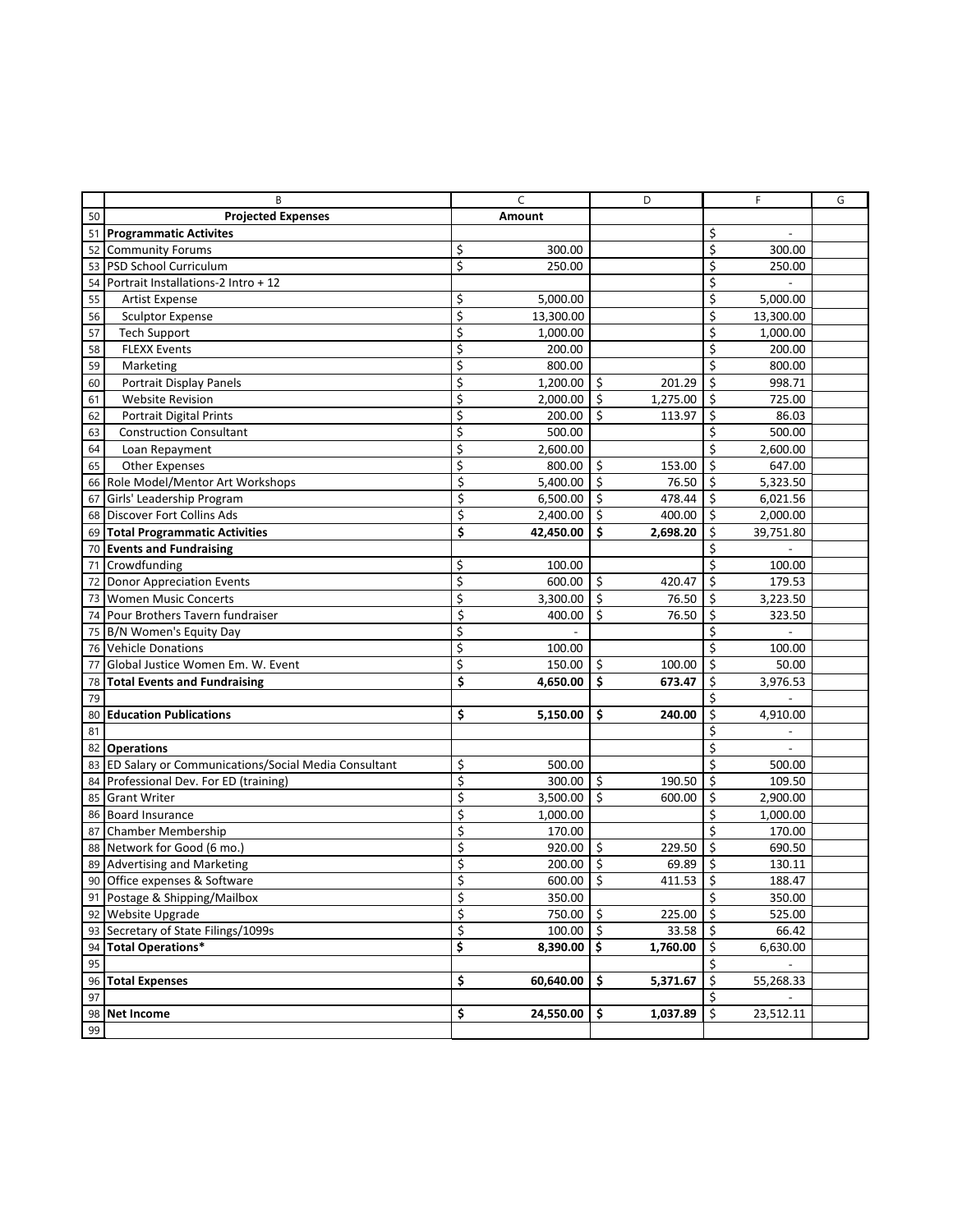| | B | C | D | F | G |
|---|---|---|---|---|---|
| 50 | **Projected Expenses** | **Amount** | | | |
| 51 | **Programmatic Activites** | | | $ - | |
| 52 | Community Forums | $ 300.00 | | $ 300.00 | |
| 53 | PSD School Curriculum | $ 250.00 | | $ 250.00 | |
| 54 | Portrait Installations-2 Intro + 12 | | | $ - | |
| 55 | Artist Expense | $ 5,000.00 | | $ 5,000.00 | |
| 56 | Sculptor Expense | $ 13,300.00 | | $ 13,300.00 | |
| 57 | Tech Support | $ 1,000.00 | | $ 1,000.00 | |
| 58 | FLEXX Events | $ 200.00 | | $ 200.00 | |
| 59 | Marketing | $ 800.00 | | $ 800.00 | |
| 60 | Portrait Display Panels | $ 1,200.00 | $ 201.29 | $ 998.71 | |
| 61 | Website Revision | $ 2,000.00 | $ 1,275.00 | $ 725.00 | |
| 62 | Portrait Digital Prints | $ 200.00 | $ 113.97 | $ 86.03 | |
| 63 | Construction Consultant | $ 500.00 | | $ 500.00 | |
| 64 | Loan Repayment | $ 2,600.00 | | $ 2,600.00 | |
| 65 | Other Expenses | $ 800.00 | $ 153.00 | $ 647.00 | |
| 66 | Role Model/Mentor Art Workshops | $ 5,400.00 | $ 76.50 | $ 5,323.50 | |
| 67 | Girls' Leadership Program | $ 6,500.00 | $ 478.44 | $ 6,021.56 | |
| 68 | Discover Fort Collins Ads | $ 2,400.00 | $ 400.00 | $ 2,000.00 | |
| 69 | **Total Programmatic Activities** | **$ 42,450.00** | **$ 2,698.20** | $ 39,751.80 | |
| 70 | **Events and Fundraising** | | | $ - | |
| 71 | Crowdfunding | $ 100.00 | | $ 100.00 | |
| 72 | Donor Appreciation Events | $ 600.00 | $ 420.47 | $ 179.53 | |
| 73 | Women Music Concerts | $ 3,300.00 | $ 76.50 | $ 3,223.50 | |
| 74 | Pour Brothers Tavern fundraiser | $ 400.00 | $ 76.50 | $ 323.50 | |
| 75 | B/N Women's Equity Day | $ - | | $ - | |
| 76 | Vehicle Donations | $ 100.00 | | $ 100.00 | |
| 77 | Global Justice Women Em. W. Event | $ 150.00 | $ 100.00 | $ 50.00 | |
| 78 | **Total Events and Fundraising** | **$ 4,650.00** | **$ 673.47** | $ 3,976.53 | |
| 79 | | | | $ - | |
| 80 | **Education Publications** | **$ 5,150.00** | **$ 240.00** | $ 4,910.00 | |
| 81 | | | | $ - | |
| 82 | **Operations** | | | $ - | |
| 83 | ED Salary or Communications/Social Media Consultant | $ 500.00 | | $ 500.00 | |
| 84 | Professional Dev. For ED (training) | $ 300.00 | $ 190.50 | $ 109.50 | |
| 85 | Grant Writer | $ 3,500.00 | $ 600.00 | $ 2,900.00 | |
| 86 | Board Insurance | $ 1,000.00 | | $ 1,000.00 | |
| 87 | Chamber Membership | $ 170.00 | | $ 170.00 | |
| 88 | Network for Good (6 mo.) | $ 920.00 | $ 229.50 | $ 690.50 | |
| 89 | Advertising and Marketing | $ 200.00 | $ 69.89 | $ 130.11 | |
| 90 | Office expenses & Software | $ 600.00 | $ 411.53 | $ 188.47 | |
| 91 | Postage & Shipping/Mailbox | $ 350.00 | | $ 350.00 | |
| 92 | Website Upgrade | $ 750.00 | $ 225.00 | $ 525.00 | |
| 93 | Secretary of State Filings/1099s | $ 100.00 | $ 33.58 | $ 66.42 | |
| 94 | **Total Operations*** | **$ 8,390.00** | **$ 1,760.00** | $ 6,630.00 | |
| 95 | | | | $ - | |
| 96 | **Total Expenses** | **$ 60,640.00** | **$ 5,371.67** | $ 55,268.33 | |
| 97 | | | | $ - | |
| 98 | **Net Income** | **$ 24,550.00** | **$ 1,037.89** | $ 23,512.11 | |
| 99 | | | | | |